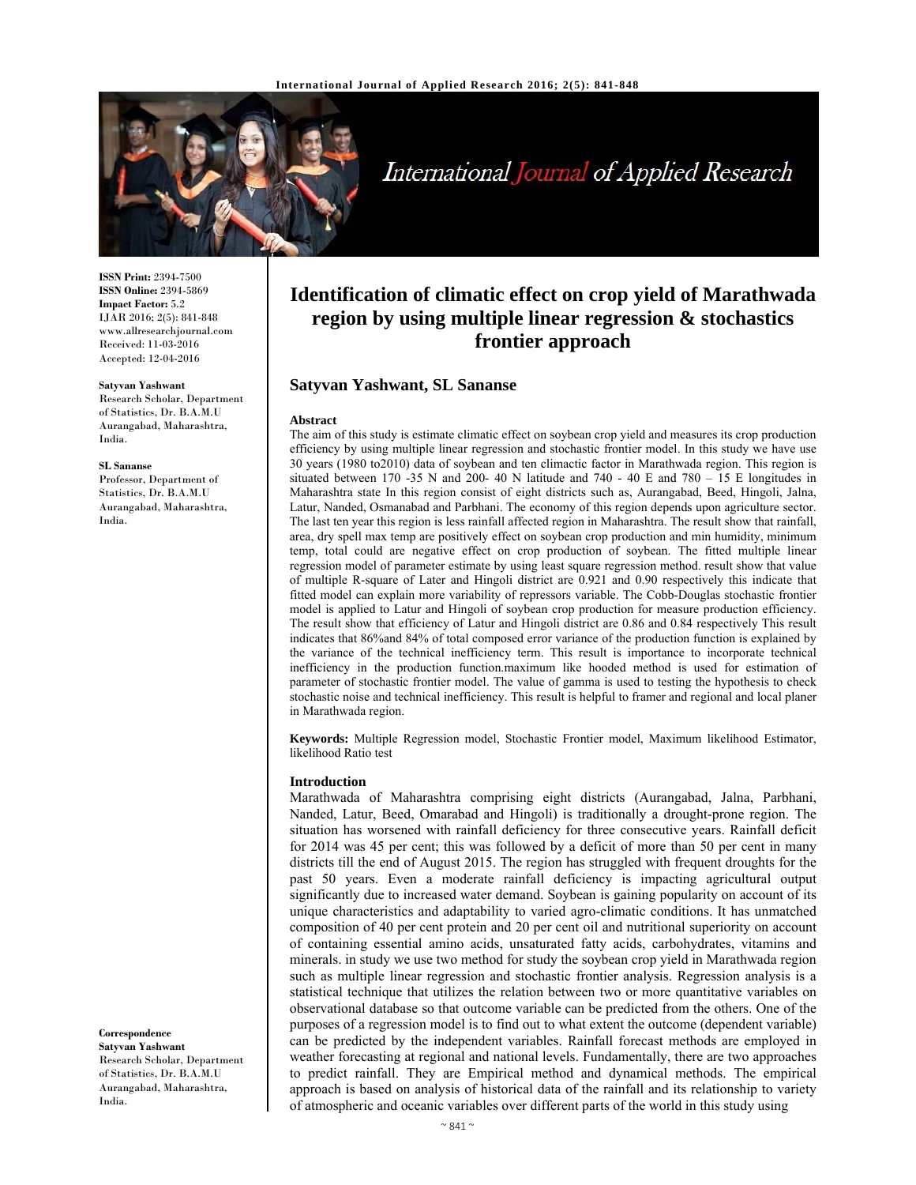ISSN Print: 2394-7500
ISSN Online: 2394-5869
Impact Factor: 5.2
IJAR 2016; 2(5): 841-848
www.allresearchjournal.com
Received: 11-03-2016
Accepted: 12-04-2016

**Satyvan Yashwant**
Research Scholar, Department of Statistics, Dr. B.A.M.U Aurangabad, Maharashtra, India.

**SL Sananse**
Professor, Department of Statistics, Dr. B.A.M.U Aurangabad, Maharashtra, India.

**Correspondence**
**Satyvan Yashwant**
Research Scholar, Department of Statistics, Dr. B.A.M.U Aurangabad, Maharashtra, India.

# Identification of climatic effect on crop yield of Marathwada region by using multiple linear regression & stochastics frontier approach

## Satyvan Yashwant, SL Sananse

### Abstract

The aim of this study is estimate climatic effect on soybean crop yield and measures its crop production efficiency by using multiple linear regression and stochastic frontier model. In this study we have use 30 years (1980 to2010) data of soybean and ten climactic factor in Marathwada region. This region is situated between 170 -35 N and 200- 40 N latitude and 740 - 40 E and 780 – 15 E longitudes in Maharashtra state In this region consist of eight districts such as, Aurangabad, Beed, Hingoli, Jalna, Latur, Nanded, Osmanabad and Parbhani. The economy of this region depends upon agriculture sector. The last ten year this region is less rainfall affected region in Maharashtra. The result show that rainfall, area, dry spell max temp are positively effect on soybean crop production and min humidity, minimum temp, total could are negative effect on crop production of soybean. The fitted multiple linear regression model of parameter estimate by using least square regression method. result show that value of multiple R-square of Later and Hingoli district are 0.921 and 0.90 respectively this indicate that fitted model can explain more variability of repressors variable. The Cobb-Douglas stochastic frontier model is applied to Latur and Hingoli of soybean crop production for measure production efficiency. The result show that efficiency of Latur and Hingoli district are 0.86 and 0.84 respectively This result indicates that 86%and 84% of total composed error variance of the production function is explained by the variance of the technical inefficiency term. This result is importance to incorporate technical inefficiency in the production function.maximum like hooded method is used for estimation of parameter of stochastic frontier model. The value of gamma is used to testing the hypothesis to check stochastic noise and technical inefficiency. This result is helpful to framer and regional and local planer in Marathwada region.

**Keywords:** Multiple Regression model, Stochastic Frontier model, Maximum likelihood Estimator, likelihood Ratio test

### Introduction

Marathwada of Maharashtra comprising eight districts (Aurangabad, Jalna, Parbhani, Nanded, Latur, Beed, Omarabad and Hingoli) is traditionally a drought-prone region. The situation has worsened with rainfall deficiency for three consecutive years. Rainfall deficit for 2014 was 45 per cent; this was followed by a deficit of more than 50 per cent in many districts till the end of August 2015. The region has struggled with frequent droughts for the past 50 years. Even a moderate rainfall deficiency is impacting agricultural output significantly due to increased water demand. Soybean is gaining popularity on account of its unique characteristics and adaptability to varied agro-climatic conditions. It has unmatched composition of 40 per cent protein and 20 per cent oil and nutritional superiority on account of containing essential amino acids, unsaturated fatty acids, carbohydrates, vitamins and minerals. in study we use two method for study the soybean crop yield in Marathwada region such as multiple linear regression and stochastic frontier analysis. Regression analysis is a statistical technique that utilizes the relation between two or more quantitative variables on observational database so that outcome variable can be predicted from the others. One of the purposes of a regression model is to find out to what extent the outcome (dependent variable) can be predicted by the independent variables. Rainfall forecast methods are employed in weather forecasting at regional and national levels. Fundamentally, there are two approaches to predict rainfall. They are Empirical method and dynamical methods. The empirical approach is based on analysis of historical data of the rainfall and its relationship to variety of atmospheric and oceanic variables over different parts of the world in this study using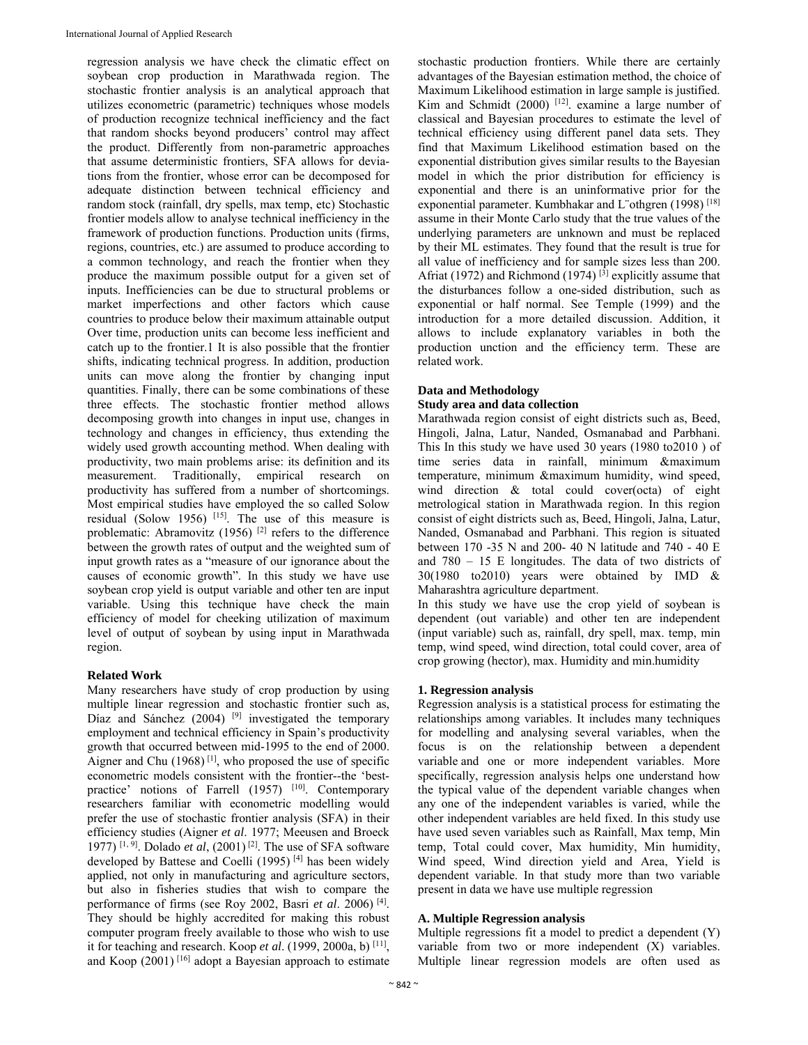regression analysis we have check the climatic effect on soybean crop production in Marathwada region. The stochastic frontier analysis is an analytical approach that utilizes econometric (parametric) techniques whose models of production recognize technical inefficiency and the fact that random shocks beyond producers' control may affect the product. Differently from non-parametric approaches that assume deterministic frontiers, SFA allows for deviations from the frontier, whose error can be decomposed for adequate distinction between technical efficiency and random stock (rainfall, dry spells, max temp, etc) Stochastic frontier models allow to analyse technical inefficiency in the framework of production functions. Production units (firms, regions, countries, etc.) are assumed to produce according to a common technology, and reach the frontier when they produce the maximum possible output for a given set of inputs. Inefficiencies can be due to structural problems or market imperfections and other factors which cause countries to produce below their maximum attainable output Over time, production units can become less inefficient and catch up to the frontier.1 It is also possible that the frontier shifts, indicating technical progress. In addition, production units can move along the frontier by changing input quantities. Finally, there can be some combinations of these three effects. The stochastic frontier method allows decomposing growth into changes in input use, changes in technology and changes in efficiency, thus extending the widely used growth accounting method. When dealing with productivity, two main problems arise: its definition and its measurement. Traditionally, empirical research on productivity has suffered from a number of shortcomings. Most empirical studies have employed the so called Solow residual (Solow 1956) [15]. The use of this measure is problematic: Abramovitz (1956) [2] refers to the difference between the growth rates of output and the weighted sum of input growth rates as a "measure of our ignorance about the causes of economic growth". In this study we have use soybean crop yield is output variable and other ten are input variable. Using this technique have check the main efficiency of model for cheeking utilization of maximum level of output of soybean by using input in Marathwada region.

**Related Work**

Many researchers have study of crop production by using multiple linear regression and stochastic frontier such as, Díaz and Sánchez (2004) [9] investigated the temporary employment and technical efficiency in Spain's productivity growth that occurred between mid-1995 to the end of 2000. Aigner and Chu (1968) [1], who proposed the use of specific econometric models consistent with the frontier--the 'best-practice' notions of Farrell (1957) [10]. Contemporary researchers familiar with econometric modelling would prefer the use of stochastic frontier analysis (SFA) in their efficiency studies (Aigner *et al*. 1977; Meeusen and Broeck 1977) [1, 9]. Dolado *et al*, (2001) [2]. The use of SFA software developed by Battese and Coelli (1995) [4] has been widely applied, not only in manufacturing and agriculture sectors, but also in fisheries studies that wish to compare the performance of firms (see Roy 2002, Basri *et al*. 2006) [4]. They should be highly accredited for making this robust computer program freely available to those who wish to use it for teaching and research. Koop *et al*. (1999, 2000a, b) [11], and Koop (2001) [16] adopt a Bayesian approach to estimate stochastic production frontiers. While there are certainly advantages of the Bayesian estimation method, the choice of Maximum Likelihood estimation in large sample is justified. Kim and Schmidt (2000) [12]. examine a large number of classical and Bayesian procedures to estimate the level of technical efficiency using different panel data sets. They find that Maximum Likelihood estimation based on the exponential distribution gives similar results to the Bayesian model in which the prior distribution for efficiency is exponential and there is an uninformative prior for the exponential parameter. Kumbhakar and L¨othgren (1998) [18] assume in their Monte Carlo study that the true values of the underlying parameters are unknown and must be replaced by their ML estimates. They found that the result is true for all value of inefficiency and for sample sizes less than 200. Afriat (1972) and Richmond (1974) [3] explicitly assume that the disturbances follow a one-sided distribution, such as exponential or half normal. See Temple (1999) and the introduction for a more detailed discussion. Addition, it allows to include explanatory variables in both the production unction and the efficiency term. These are related work.

**Data and Methodology**

**Study area and data collection**

Marathwada region consist of eight districts such as, Beed, Hingoli, Jalna, Latur, Nanded, Osmanabad and Parbhani. This In this study we have used 30 years (1980 to2010 ) of time series data in rainfall, minimum &maximum temperature, minimum &maximum humidity, wind speed, wind direction & total could cover(octa) of eight metrological station in Marathwada region. In this region consist of eight districts such as, Beed, Hingoli, Jalna, Latur, Nanded, Osmanabad and Parbhani. This region is situated between 170 -35 N and 200- 40 N latitude and 740 - 40 E and 780 – 15 E longitudes. The data of two districts of 30(1980 to2010) years were obtained by IMD & Maharashtra agriculture department.

In this study we have use the crop yield of soybean is dependent (out variable) and other ten are independent (input variable) such as, rainfall, dry spell, max. temp, min temp, wind speed, wind direction, total could cover, area of crop growing (hector), max. Humidity and min.humidity

**1. Regression analysis**

Regression analysis is a statistical process for estimating the relationships among variables. It includes many techniques for modelling and analysing several variables, when the focus is on the relationship between a dependent variable and one or more independent variables. More specifically, regression analysis helps one understand how the typical value of the dependent variable changes when any one of the independent variables is varied, while the other independent variables are held fixed. In this study use have used seven variables such as Rainfall, Max temp, Min temp, Total could cover, Max humidity, Min humidity, Wind speed, Wind direction yield and Area, Yield is dependent variable. In that study more than two variable present in data we have use multiple regression

**A. Multiple Regression analysis**

Multiple regressions fit a model to predict a dependent (Y) variable from two or more independent (X) variables. Multiple linear regression models are often used as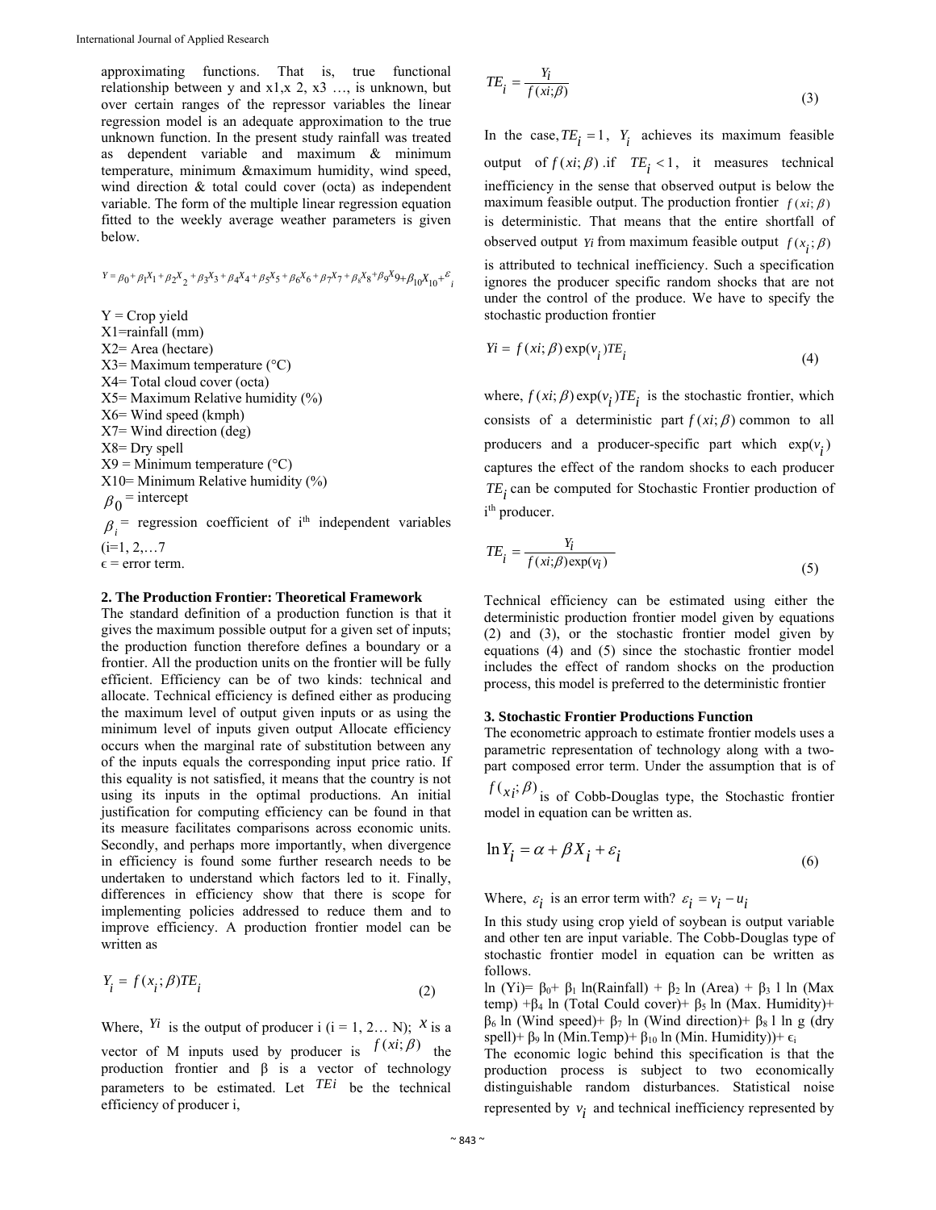approximating functions. That is, true functional relationship between y and x1,x 2, x3 …, is unknown, but over certain ranges of the repressor variables the linear regression model is an adequate approximation to the true unknown function. In the present study rainfall was treated as dependent variable and maximum & minimum temperature, minimum &maximum humidity, wind speed, wind direction & total could cover (octa) as independent variable. The form of the multiple linear regression equation fitted to the weekly average weather parameters is given below.

$$Y = \beta_0 + \beta_1 X_1 + \beta_2 X_2 + \beta_3 X_3 + \beta_4 X_4 + \beta_5 X_5 + \beta_6 X_6 + \beta_7 X_7 + \beta_8 X_8 + \beta_9 X_9 + \beta_{10} X_{10} + \varepsilon_i$$

Y = Crop yield
X1=rainfall (mm)
X2= Area (hectare)
X3= Maximum temperature (°C)
X4= Total cloud cover (octa)
X5= Maximum Relative humidity (%)
X6= Wind speed (kmph)
X7= Wind direction (deg)
X8= Dry spell
X9 = Minimum temperature (°C)
X10= Minimum Relative humidity (%)
$\beta_0$ = intercept
$\beta_i$ = regression coefficient of i[th] independent variables (i=1, 2,…7
ϵ = error term.

**2. The Production Frontier: Theoretical Framework**

The standard definition of a production function is that it gives the maximum possible output for a given set of inputs; the production function therefore defines a boundary or a frontier. All the production units on the frontier will be fully efficient. Efficiency can be of two kinds: technical and allocate. Technical efficiency is defined either as producing the maximum level of output given inputs or as using the minimum level of inputs given output Allocate efficiency occurs when the marginal rate of substitution between any of the inputs equals the corresponding input price ratio. If this equality is not satisfied, it means that the country is not using its inputs in the optimal productions. An initial justification for computing efficiency can be found in that its measure facilitates comparisons across economic units. Secondly, and perhaps more importantly, when divergence in efficiency is found some further research needs to be undertaken to understand which factors led to it. Finally, differences in efficiency show that there is scope for implementing policies addressed to reduce them and to improve efficiency. A production frontier model can be written as

$$Y_i = f(x_i; \beta) TE_i \tag{2}$$

Where, $Y_i$ is the output of producer i (i = 1, 2… N); $x$ is a vector of M inputs used by producer is $f(xi;\beta)$ the production frontier and β is a vector of technology parameters to be estimated. Let $TEi$ be the technical efficiency of producer i,

$$TE_i = \frac{Y_i}{f(xi;\beta)} \tag{3}$$

In the case, $TE_i = 1$, $Y_i$ achieves its maximum feasible output of $f(xi;\beta)$ .if $TE_i < 1$, it measures technical inefficiency in the sense that observed output is below the maximum feasible output. The production frontier $f(xi;\beta)$ is deterministic. That means that the entire shortfall of observed output $Yi$ from maximum feasible output $f(x_i;\beta)$ is attributed to technical inefficiency. Such a specification ignores the producer specific random shocks that are not under the control of the produce. We have to specify the stochastic production frontier

$$Yi = f(xi;\beta)\exp(v_i)TE_i \tag{4}$$

where, $f(xi;\beta)\exp(v_i)TE_i$ is the stochastic frontier, which consists of a deterministic part $f(xi;\beta)$ common to all producers and a producer-specific part which $\exp(v_i)$ captures the effect of the random shocks to each producer $TE_i$ can be computed for Stochastic Frontier production of i[th] producer.

$$TE_i = \frac{Y_i}{f(xi;\beta)\exp(v_i)} \tag{5}$$

Technical efficiency can be estimated using either the deterministic production frontier model given by equations (2) and (3), or the stochastic frontier model given by equations (4) and (5) since the stochastic frontier model includes the effect of random shocks on the production process, this model is preferred to the deterministic frontier

**3. Stochastic Frontier Productions Function**

The econometric approach to estimate frontier models uses a parametric representation of technology along with a two-part composed error term. Under the assumption that is of $f(x_i;\beta)$ is of Cobb-Douglas type, the Stochastic frontier model in equation can be written as.

$$\ln Y_i = \alpha + \beta X_i + \varepsilon_i \tag{6}$$

Where, $\varepsilon_i$ is an error term with? $\varepsilon_i = v_i - u_i$

In this study using crop yield of soybean is output variable and other ten are input variable. The Cobb-Douglas type of stochastic frontier model in equation can be written as follows.

ln (Yi)= $\beta_0$+ $\beta_1$ ln(Rainfall) + $\beta_2$ ln (Area) + $\beta_3$ 1 ln (Max temp) +$\beta_4$ ln (Total Could cover)+ $\beta_5$ ln (Max. Humidity)+ $\beta_6$ ln (Wind speed)+ $\beta_7$ ln (Wind direction)+ $\beta_8$ l ln g (dry spell)+ $\beta_9$ ln (Min.Temp)+ $\beta_{10}$ ln (Min. Humidity))+ $\epsilon_i$

The economic logic behind this specification is that the production process is subject to two economically distinguishable random disturbances. Statistical noise represented by $v_i$ and technical inefficiency represented by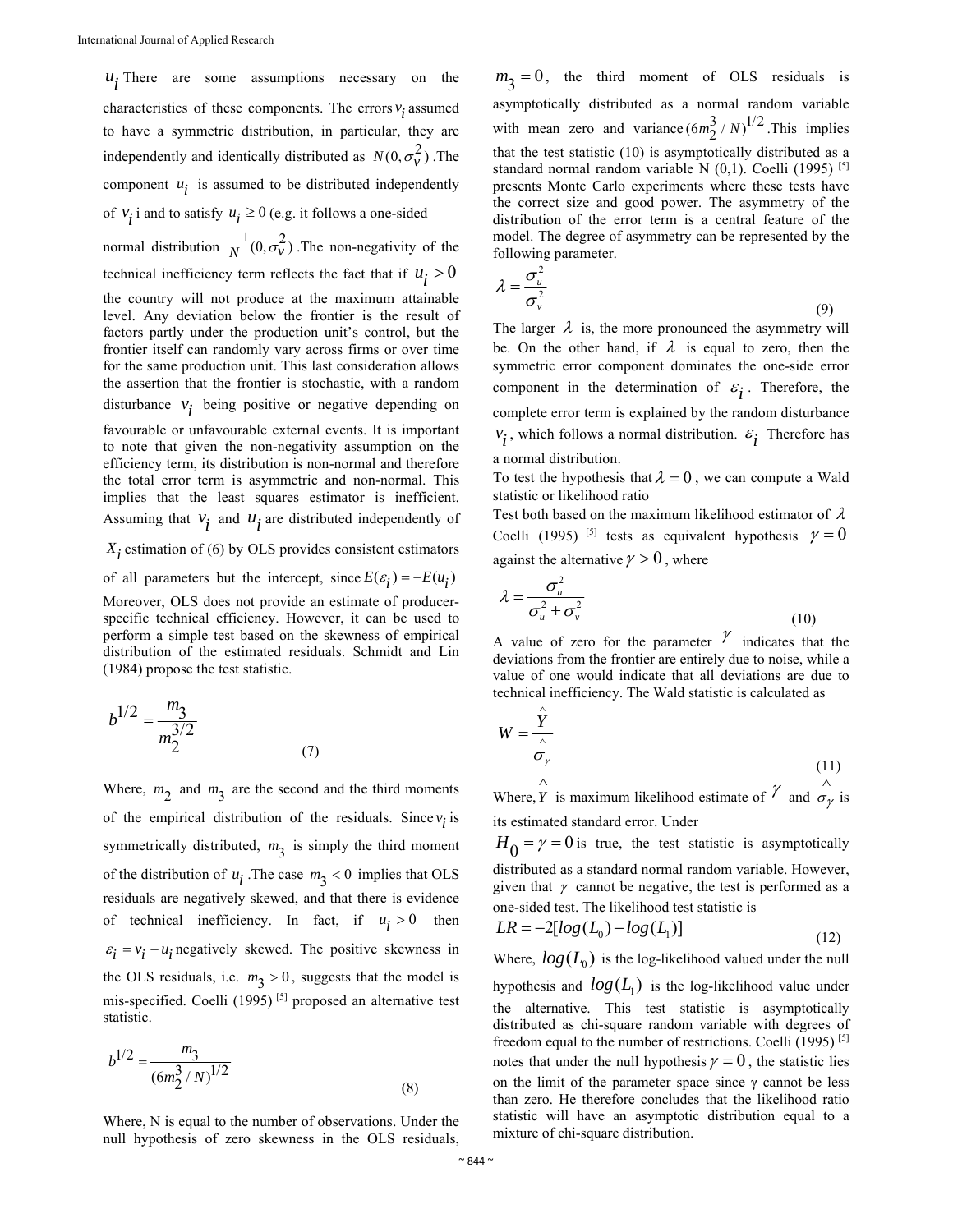$u_i$ There are some assumptions necessary on the characteristics of these components. The errors $v_i$ assumed to have a symmetric distribution, in particular, they are independently and identically distributed as $N(0, \sigma_v^2)$ .The component $u_i$ is assumed to be distributed independently of $v_i$ i and to satisfy $u_i \geq 0$ (e.g. it follows a one-sided normal distribution $N^+(0, \sigma_v^2)$ .The non-negativity of the technical inefficiency term reflects the fact that if $u_i > 0$ the country will not produce at the maximum attainable level. Any deviation below the frontier is the result of factors partly under the production unit's control, but the frontier itself can randomly vary across firms or over time for the same production unit. This last consideration allows the assertion that the frontier is stochastic, with a random disturbance $v_i$ being positive or negative depending on favourable or unfavourable external events. It is important to note that given the non-negativity assumption on the efficiency term, its distribution is non-normal and therefore the total error term is asymmetric and non-normal. This implies that the least squares estimator is inefficient. Assuming that $v_i$ and $u_i$ are distributed independently of $X_i$ estimation of (6) by OLS provides consistent estimators of all parameters but the intercept, since $E(\varepsilon_i) = -E(u_i)$ Moreover, OLS does not provide an estimate of producer-specific technical efficiency. However, it can be used to perform a simple test based on the skewness of empirical distribution of the estimated residuals. Schmidt and Lin (1984) propose the test statistic.

$$b^{1/2} = \frac{m_3}{m_2^{3/2}} \tag{7}$$

Where, $m_2$ and $m_3$ are the second and the third moments of the empirical distribution of the residuals. Since $v_i$ is symmetrically distributed, $m_3$ is simply the third moment of the distribution of $u_i$ .The case $m_3 < 0$ implies that OLS residuals are negatively skewed, and that there is evidence of technical inefficiency. In fact, if $u_i > 0$ then $\varepsilon_i = v_i - u_i$ negatively skewed. The positive skewness in the OLS residuals, i.e. $m_3 > 0$, suggests that the model is mis-specified. Coelli (1995) [5] proposed an alternative test statistic.

$$b^{1/2} = \frac{m_3}{(6m_2^3 / N)^{1/2}} \tag{8}$$

Where, N is equal to the number of observations. Under the null hypothesis of zero skewness in the OLS residuals, $m_3 = 0$, the third moment of OLS residuals is asymptotically distributed as a normal random variable with mean zero and variance $(6m_2^3 / N)^{1/2}$ .This implies that the test statistic (10) is asymptotically distributed as a standard normal random variable N (0,1). Coelli (1995) [5] presents Monte Carlo experiments where these tests have the correct size and good power. The asymmetry of the distribution of the error term is a central feature of the model. The degree of asymmetry can be represented by the following parameter.

$$\lambda = \frac{\sigma_u^2}{\sigma_v^2} \tag{9}$$

The larger $\lambda$ is, the more pronounced the asymmetry will be. On the other hand, if $\lambda$ is equal to zero, then the symmetric error component dominates the one-side error component in the determination of $\varepsilon_i$. Therefore, the complete error term is explained by the random disturbance $v_i$, which follows a normal distribution. $\varepsilon_i$ Therefore has a normal distribution.

To test the hypothesis that $\lambda = 0$, we can compute a Wald statistic or likelihood ratio

Test both based on the maximum likelihood estimator of $\lambda$ Coelli (1995) [5] tests as equivalent hypothesis $\gamma = 0$ against the alternative $\gamma > 0$, where

$$\lambda = \frac{\sigma_u^2}{\sigma_u^2 + \sigma_v^2} \tag{10}$$

A value of zero for the parameter $\gamma$ indicates that the deviations from the frontier are entirely due to noise, while a value of one would indicate that all deviations are due to technical inefficiency. The Wald statistic is calculated as

$$W = \frac{\hat{Y}}{\hat{\sigma}_\gamma} \tag{11}$$

Where, $\hat{Y}$ is maximum likelihood estimate of $\gamma$ and $\hat{\sigma}_\gamma$ is its estimated standard error. Under

$H_0 = \gamma = 0$ is true, the test statistic is asymptotically distributed as a standard normal random variable. However, given that $\gamma$ cannot be negative, the test is performed as a one-sided test. The likelihood test statistic is

$$LR = -2[\log(L_0) - \log(L_1)] \tag{12}$$

Where, $\log(L_0)$ is the log-likelihood valued under the null hypothesis and $\log(L_1)$ is the log-likelihood value under the alternative. This test statistic is asymptotically distributed as chi-square random variable with degrees of freedom equal to the number of restrictions. Coelli (1995) [5] notes that under the null hypothesis $\gamma = 0$, the statistic lies on the limit of the parameter space since γ cannot be less than zero. He therefore concludes that the likelihood ratio statistic will have an asymptotic distribution equal to a mixture of chi-square distribution.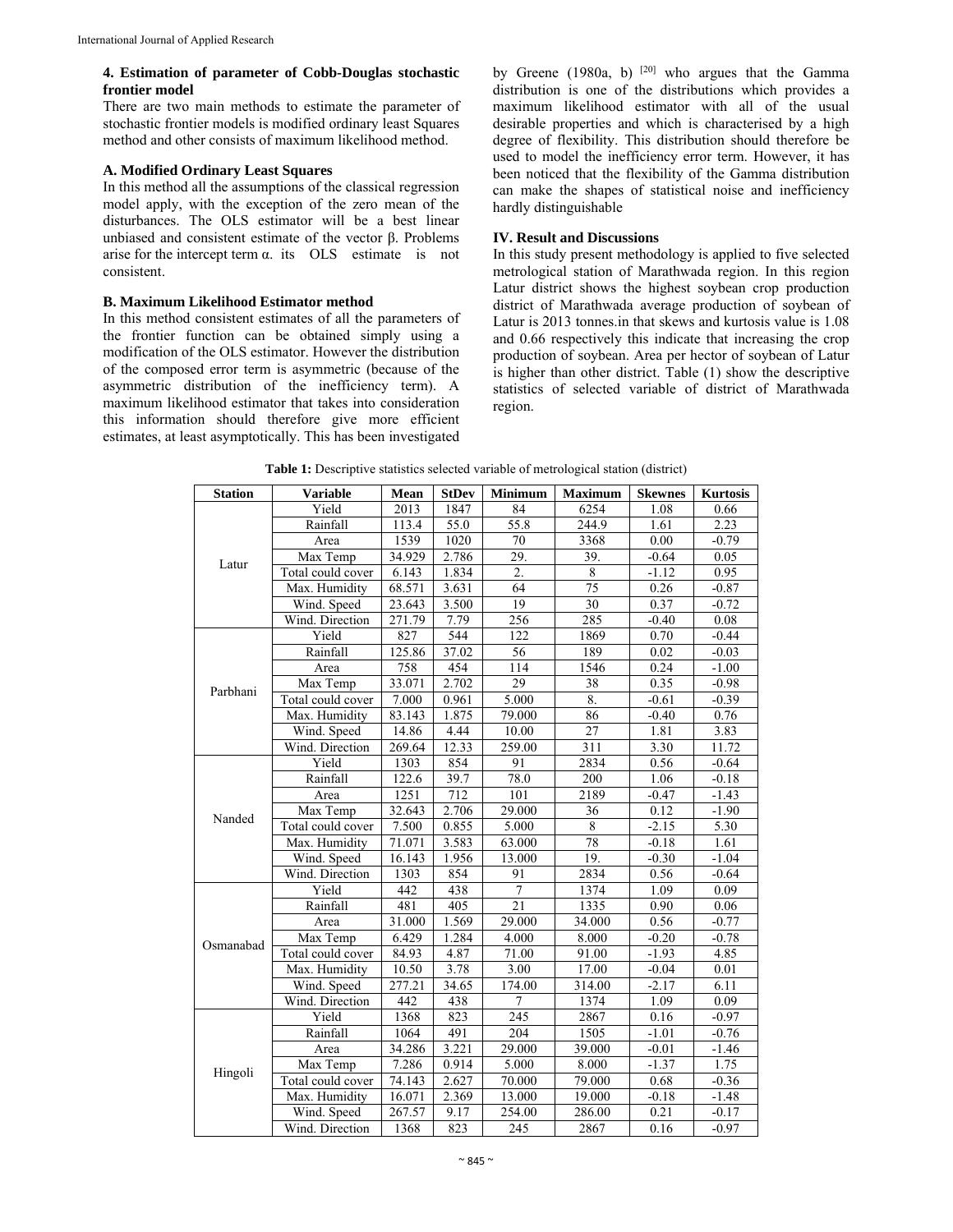#### 4. Estimation of parameter of Cobb-Douglas stochastic frontier model

There are two main methods to estimate the parameter of stochastic frontier models is modified ordinary least Squares method and other consists of maximum likelihood method.

#### A. Modified Ordinary Least Squares

In this method all the assumptions of the classical regression model apply, with the exception of the zero mean of the disturbances. The OLS estimator will be a best linear unbiased and consistent estimate of the vector β. Problems arise for the intercept term α. its OLS estimate is not consistent.

#### B. Maximum Likelihood Estimator method

In this method consistent estimates of all the parameters of the frontier function can be obtained simply using a modification of the OLS estimator. However the distribution of the composed error term is asymmetric (because of the asymmetric distribution of the inefficiency term). A maximum likelihood estimator that takes into consideration this information should therefore give more efficient estimates, at least asymptotically. This has been investigated by Greene (1980a, b) [20] who argues that the Gamma distribution is one of the distributions which provides a maximum likelihood estimator with all of the usual desirable properties and which is characterised by a high degree of flexibility. This distribution should therefore be used to model the inefficiency error term. However, it has been noticed that the flexibility of the Gamma distribution can make the shapes of statistical noise and inefficiency hardly distinguishable

#### IV. Result and Discussions

In this study present methodology is applied to five selected metrological station of Marathwada region. In this region Latur district shows the highest soybean crop production district of Marathwada average production of soybean of Latur is 2013 tonnes.in that skews and kurtosis value is 1.08 and 0.66 respectively this indicate that increasing the crop production of soybean. Area per hector of soybean of Latur is higher than other district. Table (1) show the descriptive statistics of selected variable of district of Marathwada region.

**Table 1:** Descriptive statistics selected variable of metrological station (district)

| Station | Variable | Mean | StDev | Minimum | Maximum | Skewnes | Kurtosis |
|---|---|---|---|---|---|---|---|
| Latur | Yield | 2013 | 1847 | 84 | 6254 | 1.08 | 0.66 |
| | Rainfall | 113.4 | 55.0 | 55.8 | 244.9 | 1.61 | 2.23 |
| | Area | 1539 | 1020 | 70 | 3368 | 0.00 | -0.79 |
| | Max Temp | 34.929 | 2.786 | 29. | 39. | -0.64 | 0.05 |
| | Total could cover | 6.143 | 1.834 | 2. | 8 | -1.12 | 0.95 |
| | Max. Humidity | 68.571 | 3.631 | 64 | 75 | 0.26 | -0.87 |
| | Wind. Speed | 23.643 | 3.500 | 19 | 30 | 0.37 | -0.72 |
| | Wind. Direction | 271.79 | 7.79 | 256 | 285 | -0.40 | 0.08 |
| Parbhani | Yield | 827 | 544 | 122 | 1869 | 0.70 | -0.44 |
| | Rainfall | 125.86 | 37.02 | 56 | 189 | 0.02 | -0.03 |
| | Area | 758 | 454 | 114 | 1546 | 0.24 | -1.00 |
| | Max Temp | 33.071 | 2.702 | 29 | 38 | 0.35 | -0.98 |
| | Total could cover | 7.000 | 0.961 | 5.000 | 8. | -0.61 | -0.39 |
| | Max. Humidity | 83.143 | 1.875 | 79.000 | 86 | -0.40 | 0.76 |
| | Wind. Speed | 14.86 | 4.44 | 10.00 | 27 | 1.81 | 3.83 |
| | Wind. Direction | 269.64 | 12.33 | 259.00 | 311 | 3.30 | 11.72 |
| Nanded | Yield | 1303 | 854 | 91 | 2834 | 0.56 | -0.64 |
| | Rainfall | 122.6 | 39.7 | 78.0 | 200 | 1.06 | -0.18 |
| | Area | 1251 | 712 | 101 | 2189 | -0.47 | -1.43 |
| | Max Temp | 32.643 | 2.706 | 29.000 | 36 | 0.12 | -1.90 |
| | Total could cover | 7.500 | 0.855 | 5.000 | 8 | -2.15 | 5.30 |
| | Max. Humidity | 71.071 | 3.583 | 63.000 | 78 | -0.18 | 1.61 |
| | Wind. Speed | 16.143 | 1.956 | 13.000 | 19. | -0.30 | -1.04 |
| | Wind. Direction | 1303 | 854 | 91 | 2834 | 0.56 | -0.64 |
| Osmanabad | Yield | 442 | 438 | 7 | 1374 | 1.09 | 0.09 |
| | Rainfall | 481 | 405 | 21 | 1335 | 0.90 | 0.06 |
| | Area | 31.000 | 1.569 | 29.000 | 34.000 | 0.56 | -0.77 |
| | Max Temp | 6.429 | 1.284 | 4.000 | 8.000 | -0.20 | -0.78 |
| | Total could cover | 84.93 | 4.87 | 71.00 | 91.00 | -1.93 | 4.85 |
| | Max. Humidity | 10.50 | 3.78 | 3.00 | 17.00 | -0.04 | 0.01 |
| | Wind. Speed | 277.21 | 34.65 | 174.00 | 314.00 | -2.17 | 6.11 |
| | Wind. Direction | 442 | 438 | 7 | 1374 | 1.09 | 0.09 |
| Hingoli | Yield | 1368 | 823 | 245 | 2867 | 0.16 | -0.97 |
| | Rainfall | 1064 | 491 | 204 | 1505 | -1.01 | -0.76 |
| | Area | 34.286 | 3.221 | 29.000 | 39.000 | -0.01 | -1.46 |
| | Max Temp | 7.286 | 0.914 | 5.000 | 8.000 | -1.37 | 1.75 |
| | Total could cover | 74.143 | 2.627 | 70.000 | 79.000 | 0.68 | -0.36 |
| | Max. Humidity | 16.071 | 2.369 | 13.000 | 19.000 | -0.18 | -1.48 |
| | Wind. Speed | 267.57 | 9.17 | 254.00 | 286.00 | 0.21 | -0.17 |
| | Wind. Direction | 1368 | 823 | 245 | 2867 | 0.16 | -0.97 |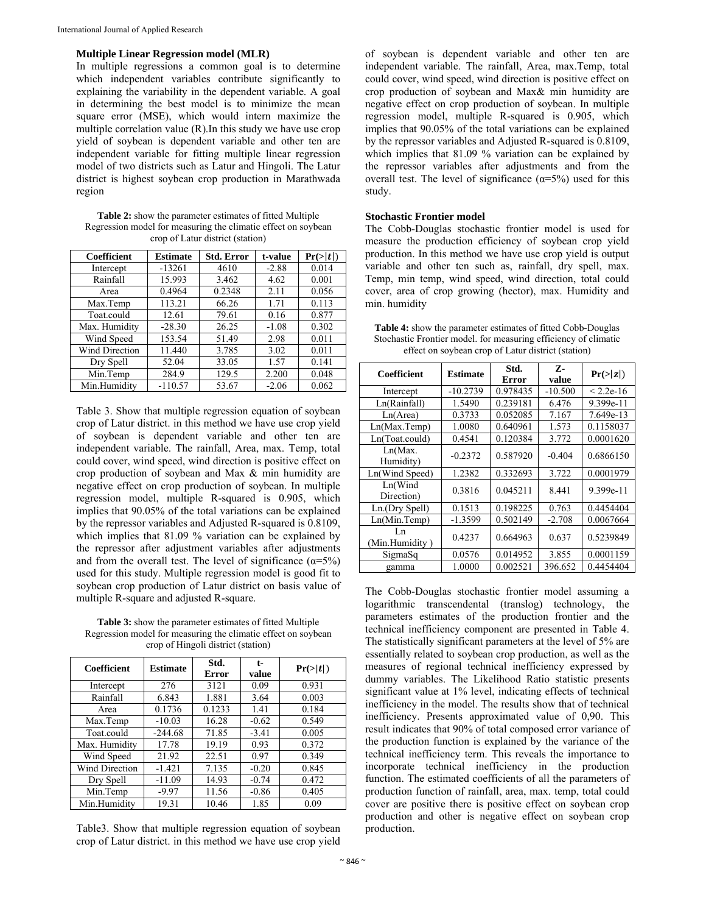### Multiple Linear Regression model (MLR)

In multiple regressions a common goal is to determine which independent variables contribute significantly to explaining the variability in the dependent variable. A goal in determining the best model is to minimize the mean square error (MSE), which would intern maximize the multiple correlation value (R).In this study we have use crop yield of soybean is dependent variable and other ten are independent variable for fitting multiple linear regression model of two districts such as Latur and Hingoli. The Latur district is highest soybean crop production in Marathwada region

**Table 2:** show the parameter estimates of fitted Multiple Regression model for measuring the climatic effect on soybean crop of Latur district (station)

| Coefficient | Estimate | Std. Error | t-value | Pr(>\|t\|) |
|---|---|---|---|---|
| Intercept | -13261 | 4610 | -2.88 | 0.014 |
| Rainfall | 15.993 | 3.462 | 4.62 | 0.001 |
| Area | 0.4964 | 0.2348 | 2.11 | 0.056 |
| Max.Temp | 113.21 | 66.26 | 1.71 | 0.113 |
| Toat.could | 12.61 | 79.61 | 0.16 | 0.877 |
| Max. Humidity | -28.30 | 26.25 | -1.08 | 0.302 |
| Wind Speed | 153.54 | 51.49 | 2.98 | 0.011 |
| Wind Direction | 11.440 | 3.785 | 3.02 | 0.011 |
| Dry Spell | 52.04 | 33.05 | 1.57 | 0.141 |
| Min.Temp | 284.9 | 129.5 | 2.200 | 0.048 |
| Min.Humidity | -110.57 | 53.67 | -2.06 | 0.062 |

Table 3. Show that multiple regression equation of soybean crop of Latur district. in this method we have use crop yield of soybean is dependent variable and other ten are independent variable. The rainfall, Area, max. Temp, total could cover, wind speed, wind direction is positive effect on crop production of soybean and Max & min humidity are negative effect on crop production of soybean. In multiple regression model, multiple R-squared is 0.905, which implies that 90.05% of the total variations can be explained by the repressor variables and Adjusted R-squared is 0.8109, which implies that 81.09 % variation can be explained by the repressor after adjustment variables after adjustments and from the overall test. The level of significance (α=5%) used for this study. Multiple regression model is good fit to soybean crop production of Latur district on basis value of multiple R-square and adjusted R-square.

**Table 3:** show the parameter estimates of fitted Multiple Regression model for measuring the climatic effect on soybean crop of Hingoli district (station)

| Coefficient | Estimate | Std. Error | t-value | Pr(>\|t\|) |
|---|---|---|---|---|
| Intercept | 276 | 3121 | 0.09 | 0.931 |
| Rainfall | 6.843 | 1.881 | 3.64 | 0.003 |
| Area | 0.1736 | 0.1233 | 1.41 | 0.184 |
| Max.Temp | -10.03 | 16.28 | -0.62 | 0.549 |
| Toat.could | -244.68 | 71.85 | -3.41 | 0.005 |
| Max. Humidity | 17.78 | 19.19 | 0.93 | 0.372 |
| Wind Speed | 21.92 | 22.51 | 0.97 | 0.349 |
| Wind Direction | -1.421 | 7.135 | -0.20 | 0.845 |
| Dry Spell | -11.09 | 14.93 | -0.74 | 0.472 |
| Min.Temp | -9.97 | 11.56 | -0.86 | 0.405 |
| Min.Humidity | 19.31 | 10.46 | 1.85 | 0.09 |

Table3. Show that multiple regression equation of soybean crop of Latur district. in this method we have use crop yield of soybean is dependent variable and other ten are independent variable. The rainfall, Area, max.Temp, total could cover, wind speed, wind direction is positive effect on crop production of soybean and Max& min humidity are negative effect on crop production of soybean. In multiple regression model, multiple R-squared is 0.905, which implies that 90.05% of the total variations can be explained by the repressor variables and Adjusted R-squared is 0.8109, which implies that 81.09 % variation can be explained by the repressor variables after adjustments and from the overall test. The level of significance (α=5%) used for this study.

### Stochastic Frontier model

The Cobb-Douglas stochastic frontier model is used for measure the production efficiency of soybean crop yield production. In this method we have use crop yield is output variable and other ten such as, rainfall, dry spell, max. Temp, min temp, wind speed, wind direction, total could cover, area of crop growing (hector), max. Humidity and min. humidity

**Table 4:** show the parameter estimates of fitted Cobb-Douglas Stochastic Frontier model. for measuring efficiency of climatic effect on soybean crop of Latur district (station)

| Coefficient | Estimate | Std. Error | Z-value | Pr(>\|z\|) |
|---|---|---|---|---|
| Intercept | -10.2739 | 0.978435 | -10.500 | < 2.2e-16 |
| Ln(Rainfall) | 1.5490 | 0.239181 | 6.476 | 9.399e-11 |
| Ln(Area) | 0.3733 | 0.052085 | 7.167 | 7.649e-13 |
| Ln(Max.Temp) | 1.0080 | 0.640961 | 1.573 | 0.1158037 |
| Ln(Toat.could) | 0.4541 | 0.120384 | 3.772 | 0.0001620 |
| Ln(Max. Humidity) | -0.2372 | 0.587920 | -0.404 | 0.6866150 |
| Ln(Wind Speed) | 1.2382 | 0.332693 | 3.722 | 0.0001979 |
| Ln(Wind Direction) | 0.3816 | 0.045211 | 8.441 | 9.399e-11 |
| Ln.(Dry Spell) | 0.1513 | 0.198225 | 0.763 | 0.4454404 |
| Ln(Min.Temp) | -1.3599 | 0.502149 | -2.708 | 0.0067664 |
| Ln (Min.Humidity ) | 0.4237 | 0.664963 | 0.637 | 0.5239849 |
| SigmaSq | 0.0576 | 0.014952 | 3.855 | 0.0001159 |
| gamma | 1.0000 | 0.002521 | 396.652 | 0.4454404 |

The Cobb-Douglas stochastic frontier model assuming a logarithmic transcendental (translog) technology, the parameters estimates of the production frontier and the technical inefficiency component are presented in Table 4. The statistically significant parameters at the level of 5% are essentially related to soybean crop production, as well as the measures of regional technical inefficiency expressed by dummy variables. The Likelihood Ratio statistic presents significant value at 1% level, indicating effects of technical inefficiency in the model. The results show that of technical inefficiency. Presents approximated value of 0,90. This result indicates that 90% of total composed error variance of the production function is explained by the variance of the technical inefficiency term. This reveals the importance to incorporate technical inefficiency in the production function. The estimated coefficients of all the parameters of production function of rainfall, area, max. temp, total could cover are positive there is positive effect on soybean crop production and other is negative effect on soybean crop production.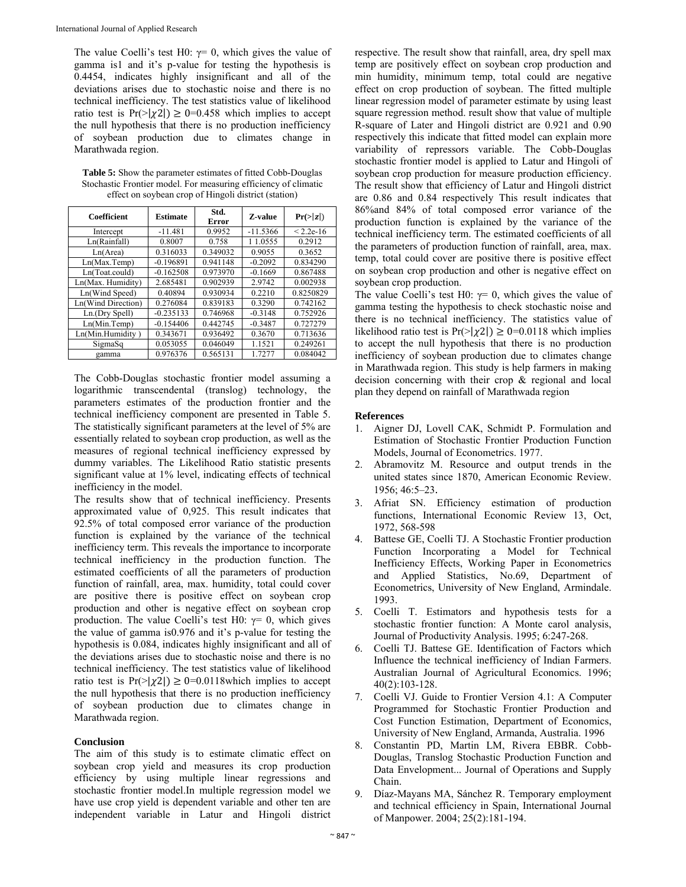The value Coelli's test H0: $\gamma = 0$, which gives the value of gamma is1 and it's p-value for testing the hypothesis is 0.4454, indicates highly insignificant and all of the deviations arises due to stochastic noise and there is no technical inefficiency. The test statistics value of likelihood ratio test is $\Pr(>|\chi 2|) \geq 0$=0.458 which implies to accept the null hypothesis that there is no production inefficiency of soybean production due to climates change in Marathwada region.

**Table 5:** Show the parameter estimates of fitted Cobb-Douglas Stochastic Frontier model. For measuring efficiency of climatic effect on soybean crop of Hingoli district (station)

| Coefficient | Estimate | Std. Error | Z-value | $\Pr(>\lvert z \rvert)$ |
|---|---|---|---|---|
| Intercept | -11.481 | 0.9952 | -11.5366 | < 2.2e-16 |
| Ln(Rainfall) | 0.8007 | 0.758 | 1 1.0555 | 0.2912 |
| Ln(Area) | 0.316033 | 0.349032 | 0.9055 | 0.3652 |
| Ln(Max.Temp) | -0.196891 | 0.941148 | -0.2092 | 0.834290 |
| Ln(Toat.could) | -0.162508 | 0.973970 | -0.1669 | 0.867488 |
| Ln(Max. Humidity) | 2.685481 | 0.902939 | 2.9742 | 0.002938 |
| Ln(Wind Speed) | 0.40894 | 0.930934 | 0.2210 | 0.8250829 |
| Ln(Wind Direction) | 0.276084 | 0.839183 | 0.3290 | 0.742162 |
| Ln.(Dry Spell) | -0.235133 | 0.746968 | -0.3148 | 0.752926 |
| Ln(Min.Temp) | -0.154406 | 0.442745 | -0.3487 | 0.727279 |
| Ln(Min.Humidity ) | 0.343671 | 0.936492 | 0.3670 | 0.713636 |
| SigmaSq | 0.053055 | 0.046049 | 1.1521 | 0.249261 |
| gamma | 0.976376 | 0.565131 | 1.7277 | 0.084042 |

The Cobb-Douglas stochastic frontier model assuming a logarithmic transcendental (translog) technology, the parameters estimates of the production frontier and the technical inefficiency component are presented in Table 5. The statistically significant parameters at the level of 5% are essentially related to soybean crop production, as well as the measures of regional technical inefficiency expressed by dummy variables. The Likelihood Ratio statistic presents significant value at 1% level, indicating effects of technical inefficiency in the model.

The results show that of technical inefficiency. Presents approximated value of 0,925. This result indicates that 92.5% of total composed error variance of the production function is explained by the variance of the technical inefficiency term. This reveals the importance to incorporate technical inefficiency in the production function. The estimated coefficients of all the parameters of production function of rainfall, area, max. humidity, total could cover are positive there is positive effect on soybean crop production and other is negative effect on soybean crop production. The value Coelli's test H0: $\gamma = 0$, which gives the value of gamma is0.976 and it's p-value for testing the hypothesis is 0.084, indicates highly insignificant and all of the deviations arises due to stochastic noise and there is no technical inefficiency. The test statistics value of likelihood ratio test is $\Pr(>|\chi 2|) \geq 0$=0.0118which implies to accept the null hypothesis that there is no production inefficiency of soybean production due to climates change in Marathwada region.

## Conclusion

The aim of this study is to estimate climatic effect on soybean crop yield and measures its crop production efficiency by using multiple linear regressions and stochastic frontier model.In multiple regression model we have use crop yield is dependent variable and other ten are independent variable in Latur and Hingoli district respective. The result show that rainfall, area, dry spell max temp are positively effect on soybean crop production and min humidity, minimum temp, total could are negative effect on crop production of soybean. The fitted multiple linear regression model of parameter estimate by using least square regression method. result show that value of multiple R-square of Later and Hingoli district are 0.921 and 0.90 respectively this indicate that fitted model can explain more variability of repressors variable. The Cobb-Douglas stochastic frontier model is applied to Latur and Hingoli of soybean crop production for measure production efficiency. The result show that efficiency of Latur and Hingoli district are 0.86 and 0.84 respectively This result indicates that 86%and 84% of total composed error variance of the production function is explained by the variance of the technical inefficiency term. The estimated coefficients of all the parameters of production function of rainfall, area, max. temp, total could cover are positive there is positive effect on soybean crop production and other is negative effect on soybean crop production.

The value Coelli's test H0: $\gamma = 0$, which gives the value of gamma testing the hypothesis to check stochastic noise and there is no technical inefficiency. The statistics value of likelihood ratio test is $\Pr(>|\chi 2|) \geq 0$=0.0118 which implies to accept the null hypothesis that there is no production inefficiency of soybean production due to climates change in Marathwada region. This study is help farmers in making decision concerning with their crop & regional and local plan they depend on rainfall of Marathwada region

## References

1. Aigner DJ, Lovell CAK, Schmidt P. Formulation and Estimation of Stochastic Frontier Production Function Models, Journal of Econometrics. 1977.
2. Abramovitz M. Resource and output trends in the united states since 1870, American Economic Review. 1956; 46:5–23.
3. Afriat SN. Efficiency estimation of production functions, International Economic Review 13, Oct, 1972, 568-598
4. Battese GE, Coelli TJ. A Stochastic Frontier production Function Incorporating a Model for Technical Inefficiency Effects, Working Paper in Econometrics and Applied Statistics, No.69, Department of Econometrics, University of New England, Armindale. 1993.
5. Coelli T. Estimators and hypothesis tests for a stochastic frontier function: A Monte carol analysis, Journal of Productivity Analysis. 1995; 6:247-268.
6. Coelli TJ. Battese GE. Identification of Factors which Influence the technical inefficiency of Indian Farmers. Australian Journal of Agricultural Economics. 1996; 40(2):103-128.
7. Coelli VJ. Guide to Frontier Version 4.1: A Computer Programmed for Stochastic Frontier Production and Cost Function Estimation, Department of Economics, University of New England, Armanda, Australia. 1996
8. Constantin PD, Martin LM, Rivera EBBR. Cobb-Douglas, Translog Stochastic Production Function and Data Envelopment... Journal of Operations and Supply Chain.
9. Díaz-Mayans MA, Sánchez R. Temporary employment and technical efficiency in Spain, International Journal of Manpower. 2004; 25(2):181-194.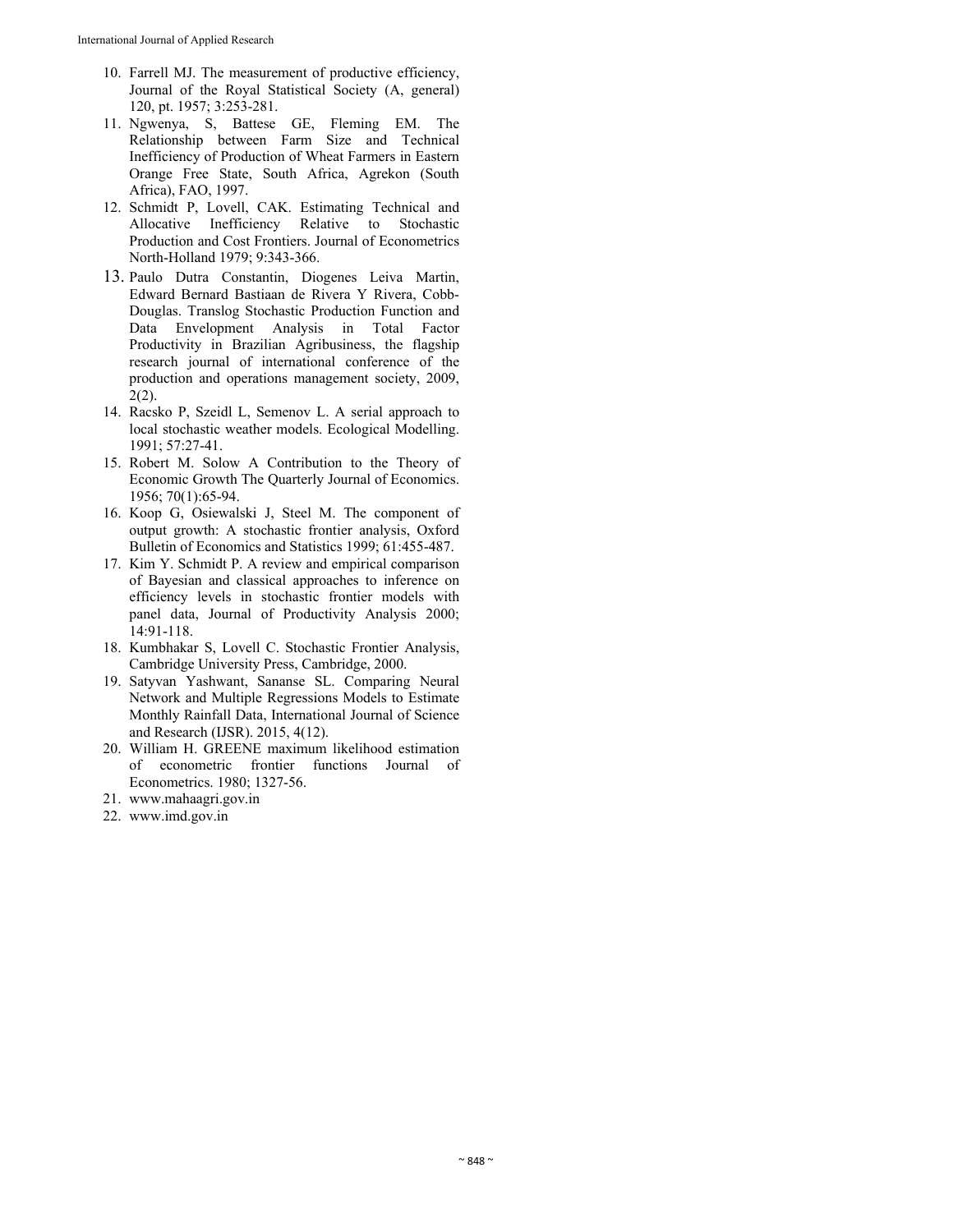10. Farrell MJ. The measurement of productive efficiency, Journal of the Royal Statistical Society (A, general) 120, pt. 1957; 3:253-281.
11. Ngwenya, S, Battese GE, Fleming EM. The Relationship between Farm Size and Technical Inefficiency of Production of Wheat Farmers in Eastern Orange Free State, South Africa, Agrekon (South Africa), FAO, 1997.
12. Schmidt P, Lovell, CAK. Estimating Technical and Allocative Inefficiency Relative to Stochastic Production and Cost Frontiers. Journal of Econometrics North-Holland 1979; 9:343-366.
13. Paulo Dutra Constantin, Diogenes Leiva Martin, Edward Bernard Bastiaan de Rivera Y Rivera, Cobb-Douglas. Translog Stochastic Production Function and Data Envelopment Analysis in Total Factor Productivity in Brazilian Agribusiness, the flagship research journal of international conference of the production and operations management society, 2009, 2(2).
14. Racsko P, Szeidl L, Semenov L. A serial approach to local stochastic weather models. Ecological Modelling. 1991; 57:27-41.
15. Robert M. Solow A Contribution to the Theory of Economic Growth The Quarterly Journal of Economics. 1956; 70(1):65-94.
16. Koop G, Osiewalski J, Steel M. The component of output growth: A stochastic frontier analysis, Oxford Bulletin of Economics and Statistics 1999; 61:455-487.
17. Kim Y. Schmidt P. A review and empirical comparison of Bayesian and classical approaches to inference on efficiency levels in stochastic frontier models with panel data, Journal of Productivity Analysis 2000; 14:91-118.
18. Kumbhakar S, Lovell C. Stochastic Frontier Analysis, Cambridge University Press, Cambridge, 2000.
19. Satyvan Yashwant, Sananse SL. Comparing Neural Network and Multiple Regressions Models to Estimate Monthly Rainfall Data, International Journal of Science and Research (IJSR). 2015, 4(12).
20. William H. GREENE maximum likelihood estimation of econometric frontier functions Journal of Econometrics. 1980; 1327-56.
21. www.mahaagri.gov.in
22. www.imd.gov.in